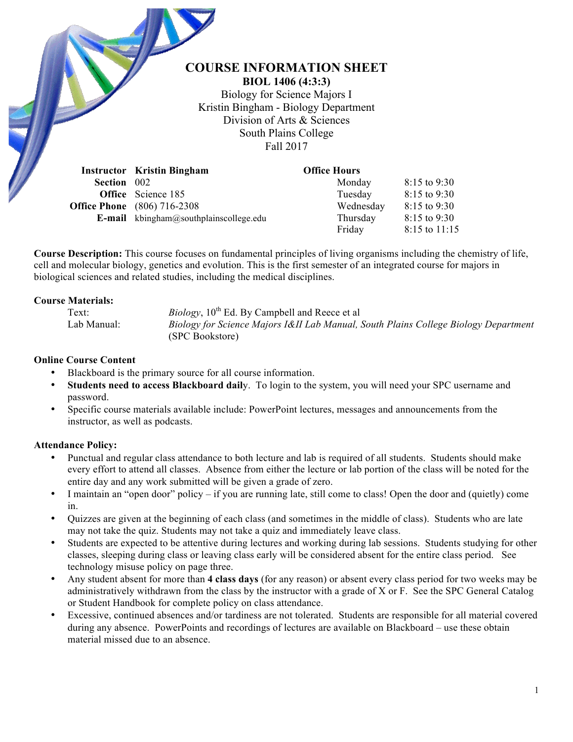# COURSE INFORMATION SHEET

**BIOL 1406 (4:3:3)**

Biology for Science Majors I

Kristin Bingham - Biology Department

Division of Arts & Sciences

South Plains College

Fall 2017

| | | | | |
|---|---|---|---|---|
| **Instructor** | **Kristin Bingham** | **Office Hours** | | |
| **Section** | 002 | | Monday | 8:15 to 9:30 |
| **Office** | Science 185 | | Tuesday | 8:15 to 9:30 |
| **Office Phone** | (806) 716-2308 | | Wednesday | 8:15 to 9:30 |
| **E-mail** | kbingham@southplainscollege.edu | | Thursday | 8:15 to 9:30 |
| | | | Friday | 8:15 to 11:15 |

**Course Description:** This course focuses on fundamental principles of living organisms including the chemistry of life, cell and molecular biology, genetics and evolution. This is the first semester of an integrated course for majors in biological sciences and related studies, including the medical disciplines.

**Course Materials:**

| | |
|---|---|
| Text: | *Biology*, 10th Ed. By Campbell and Reece et al |
| Lab Manual: | *Biology for Science Majors I&II Lab Manual, South Plains College Biology Department* (SPC Bookstore) |

**Online Course Content**

- Blackboard is the primary source for all course information.
- **Students need to access Blackboard dail**y. To login to the system, you will need your SPC username and password.
- Specific course materials available include: PowerPoint lectures, messages and announcements from the instructor, as well as podcasts.

**Attendance Policy:**

- Punctual and regular class attendance to both lecture and lab is required of all students. Students should make every effort to attend all classes. Absence from either the lecture or lab portion of the class will be noted for the entire day and any work submitted will be given a grade of zero.
- I maintain an "open door" policy – if you are running late, still come to class! Open the door and (quietly) come in.
- Quizzes are given at the beginning of each class (and sometimes in the middle of class). Students who are late may not take the quiz. Students may not take a quiz and immediately leave class.
- Students are expected to be attentive during lectures and working during lab sessions. Students studying for other classes, sleeping during class or leaving class early will be considered absent for the entire class period. See technology misuse policy on page three.
- Any student absent for more than **4 class days** (for any reason) or absent every class period for two weeks may be administratively withdrawn from the class by the instructor with a grade of X or F. See the SPC General Catalog or Student Handbook for complete policy on class attendance.
- Excessive, continued absences and/or tardiness are not tolerated. Students are responsible for all material covered during any absence. PowerPoints and recordings of lectures are available on Blackboard – use these obtain material missed due to an absence.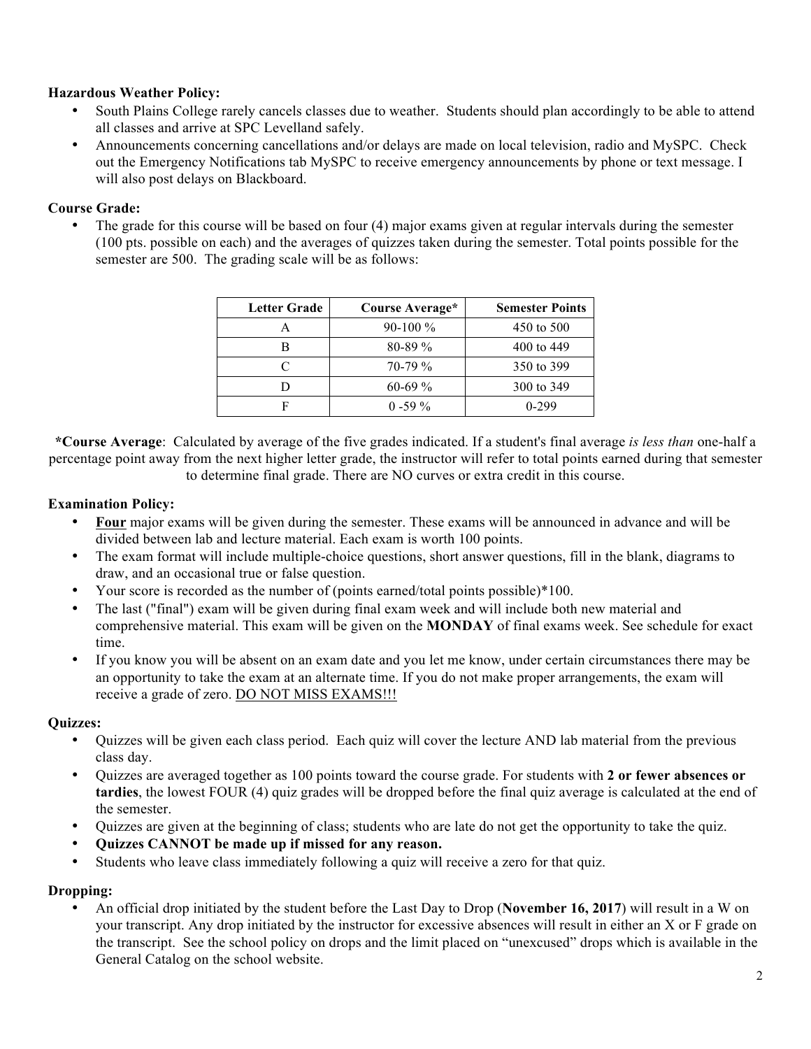**Hazardous Weather Policy:**

- South Plains College rarely cancels classes due to weather. Students should plan accordingly to be able to attend all classes and arrive at SPC Levelland safely.
- Announcements concerning cancellations and/or delays are made on local television, radio and MySPC. Check out the Emergency Notifications tab MySPC to receive emergency announcements by phone or text message. I will also post delays on Blackboard.

**Course Grade:**

- The grade for this course will be based on four (4) major exams given at regular intervals during the semester (100 pts. possible on each) and the averages of quizzes taken during the semester. Total points possible for the semester are 500. The grading scale will be as follows:

| Letter Grade | Course Average* | Semester Points |
|---|---|---|
| A | 90-100 % | 450 to 500 |
| B | 80-89 % | 400 to 449 |
| C | 70-79 % | 350 to 399 |
| D | 60-69 % | 300 to 349 |
| F | 0 -59 % | 0-299 |

**\*Course Average**: Calculated by average of the five grades indicated. If a student's final average *is less than* one-half a percentage point away from the next higher letter grade, the instructor will refer to total points earned during that semester to determine final grade. There are NO curves or extra credit in this course.

**Examination Policy:**

- **<u>Four</u>** major exams will be given during the semester. These exams will be announced in advance and will be divided between lab and lecture material. Each exam is worth 100 points.
- The exam format will include multiple-choice questions, short answer questions, fill in the blank, diagrams to draw, and an occasional true or false question.
- Your score is recorded as the number of (points earned/total points possible)*100.
- The last ("final") exam will be given during final exam week and will include both new material and comprehensive material. This exam will be given on the **MONDAY** of final exams week. See schedule for exact time.
- If you know you will be absent on an exam date and you let me know, under certain circumstances there may be an opportunity to take the exam at an alternate time. If you do not make proper arrangements, the exam will receive a grade of zero. <u>DO NOT MISS EXAMS!!!</u>

**Quizzes:**

- Quizzes will be given each class period. Each quiz will cover the lecture AND lab material from the previous class day.
- Quizzes are averaged together as 100 points toward the course grade. For students with **2 or fewer absences or tardies**, the lowest FOUR (4) quiz grades will be dropped before the final quiz average is calculated at the end of the semester.
- Quizzes are given at the beginning of class; students who are late do not get the opportunity to take the quiz.
- **Quizzes CANNOT be made up if missed for any reason.**
- Students who leave class immediately following a quiz will receive a zero for that quiz.

**Dropping:**

- An official drop initiated by the student before the Last Day to Drop (**November 16, 2017**) will result in a W on your transcript. Any drop initiated by the instructor for excessive absences will result in either an X or F grade on the transcript. See the school policy on drops and the limit placed on "unexcused" drops which is available in the General Catalog on the school website.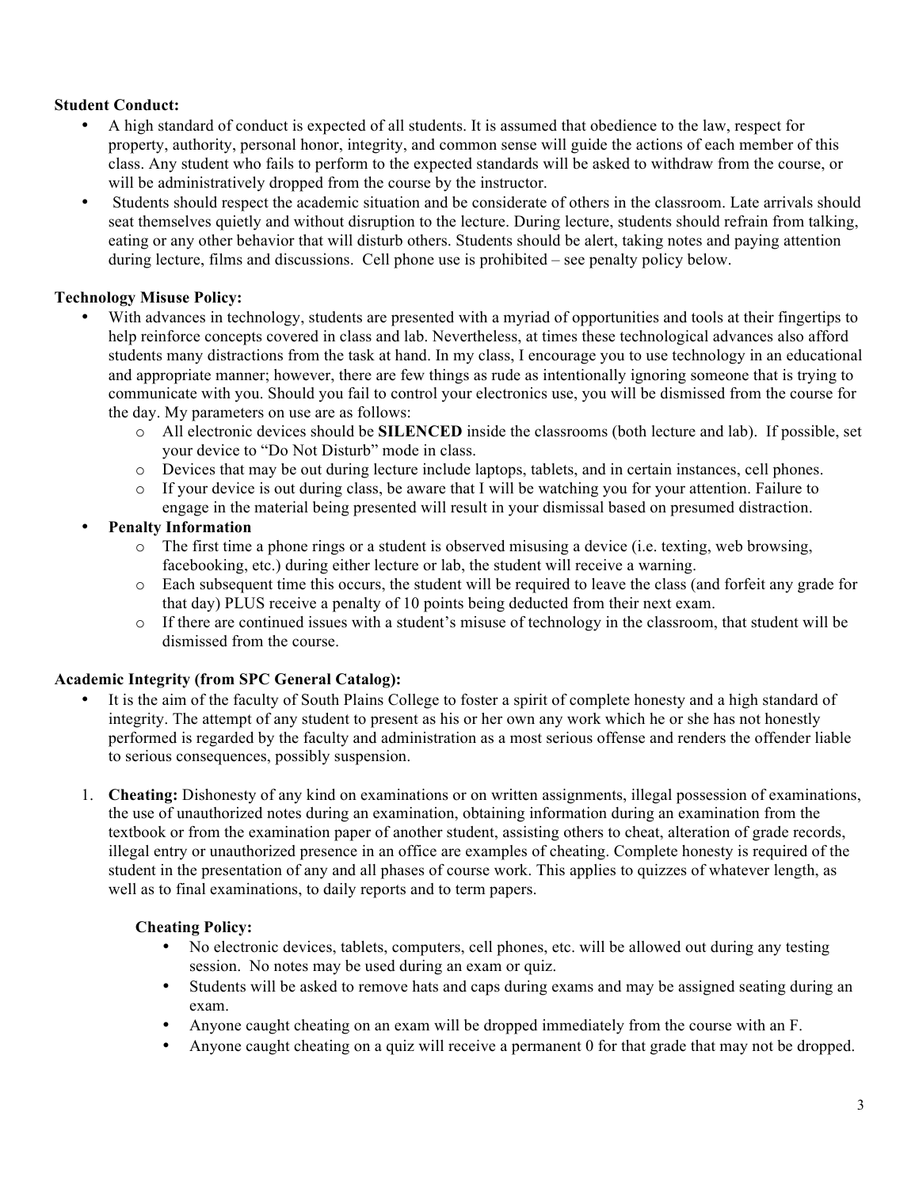**Student Conduct:**

- A high standard of conduct is expected of all students. It is assumed that obedience to the law, respect for property, authority, personal honor, integrity, and common sense will guide the actions of each member of this class. Any student who fails to perform to the expected standards will be asked to withdraw from the course, or will be administratively dropped from the course by the instructor.
- Students should respect the academic situation and be considerate of others in the classroom. Late arrivals should seat themselves quietly and without disruption to the lecture. During lecture, students should refrain from talking, eating or any other behavior that will disturb others. Students should be alert, taking notes and paying attention during lecture, films and discussions. Cell phone use is prohibited – see penalty policy below.

**Technology Misuse Policy:**

- With advances in technology, students are presented with a myriad of opportunities and tools at their fingertips to help reinforce concepts covered in class and lab. Nevertheless, at times these technological advances also afford students many distractions from the task at hand. In my class, I encourage you to use technology in an educational and appropriate manner; however, there are few things as rude as intentionally ignoring someone that is trying to communicate with you. Should you fail to control your electronics use, you will be dismissed from the course for the day. My parameters on use are as follows:
  - All electronic devices should be **SILENCED** inside the classrooms (both lecture and lab). If possible, set your device to "Do Not Disturb" mode in class.
  - Devices that may be out during lecture include laptops, tablets, and in certain instances, cell phones.
  - If your device is out during class, be aware that I will be watching you for your attention. Failure to engage in the material being presented will result in your dismissal based on presumed distraction.
- **Penalty Information**
  - The first time a phone rings or a student is observed misusing a device (i.e. texting, web browsing, facebooking, etc.) during either lecture or lab, the student will receive a warning.
  - Each subsequent time this occurs, the student will be required to leave the class (and forfeit any grade for that day) PLUS receive a penalty of 10 points being deducted from their next exam.
  - If there are continued issues with a student's misuse of technology in the classroom, that student will be dismissed from the course.

**Academic Integrity (from SPC General Catalog):**

- It is the aim of the faculty of South Plains College to foster a spirit of complete honesty and a high standard of integrity. The attempt of any student to present as his or her own any work which he or she has not honestly performed is regarded by the faculty and administration as a most serious offense and renders the offender liable to serious consequences, possibly suspension.

1. **Cheating:** Dishonesty of any kind on examinations or on written assignments, illegal possession of examinations, the use of unauthorized notes during an examination, obtaining information during an examination from the textbook or from the examination paper of another student, assisting others to cheat, alteration of grade records, illegal entry or unauthorized presence in an office are examples of cheating. Complete honesty is required of the student in the presentation of any and all phases of course work. This applies to quizzes of whatever length, as well as to final examinations, to daily reports and to term papers.

   **Cheating Policy:**

   - No electronic devices, tablets, computers, cell phones, etc. will be allowed out during any testing session. No notes may be used during an exam or quiz.
   - Students will be asked to remove hats and caps during exams and may be assigned seating during an exam.
   - Anyone caught cheating on an exam will be dropped immediately from the course with an F.
   - Anyone caught cheating on a quiz will receive a permanent 0 for that grade that may not be dropped.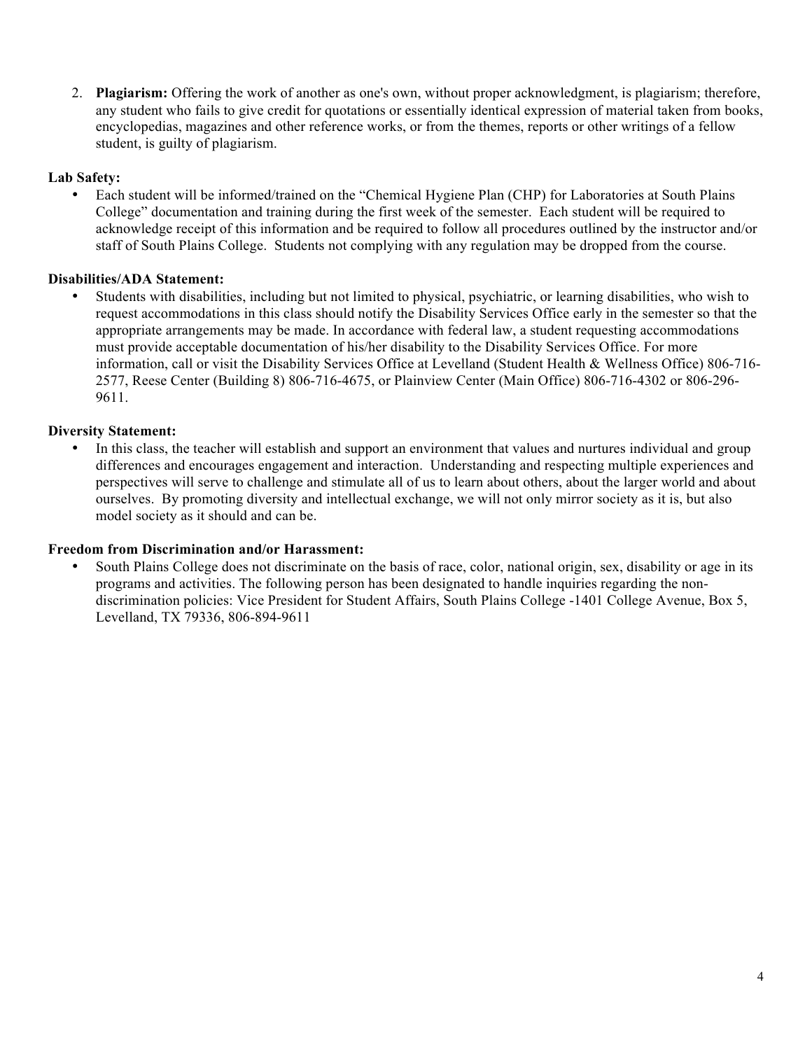2. **Plagiarism:** Offering the work of another as one's own, without proper acknowledgment, is plagiarism; therefore, any student who fails to give credit for quotations or essentially identical expression of material taken from books, encyclopedias, magazines and other reference works, or from the themes, reports or other writings of a fellow student, is guilty of plagiarism.

**Lab Safety:**

- Each student will be informed/trained on the "Chemical Hygiene Plan (CHP) for Laboratories at South Plains College" documentation and training during the first week of the semester. Each student will be required to acknowledge receipt of this information and be required to follow all procedures outlined by the instructor and/or staff of South Plains College. Students not complying with any regulation may be dropped from the course.

**Disabilities/ADA Statement:**

- Students with disabilities, including but not limited to physical, psychiatric, or learning disabilities, who wish to request accommodations in this class should notify the Disability Services Office early in the semester so that the appropriate arrangements may be made. In accordance with federal law, a student requesting accommodations must provide acceptable documentation of his/her disability to the Disability Services Office. For more information, call or visit the Disability Services Office at Levelland (Student Health & Wellness Office) 806-716-2577, Reese Center (Building 8) 806-716-4675, or Plainview Center (Main Office) 806-716-4302 or 806-296-9611.

**Diversity Statement:**

- In this class, the teacher will establish and support an environment that values and nurtures individual and group differences and encourages engagement and interaction. Understanding and respecting multiple experiences and perspectives will serve to challenge and stimulate all of us to learn about others, about the larger world and about ourselves. By promoting diversity and intellectual exchange, we will not only mirror society as it is, but also model society as it should and can be.

**Freedom from Discrimination and/or Harassment:**

- South Plains College does not discriminate on the basis of race, color, national origin, sex, disability or age in its programs and activities. The following person has been designated to handle inquiries regarding the non-discrimination policies: Vice President for Student Affairs, South Plains College -1401 College Avenue, Box 5, Levelland, TX 79336, 806-894-9611